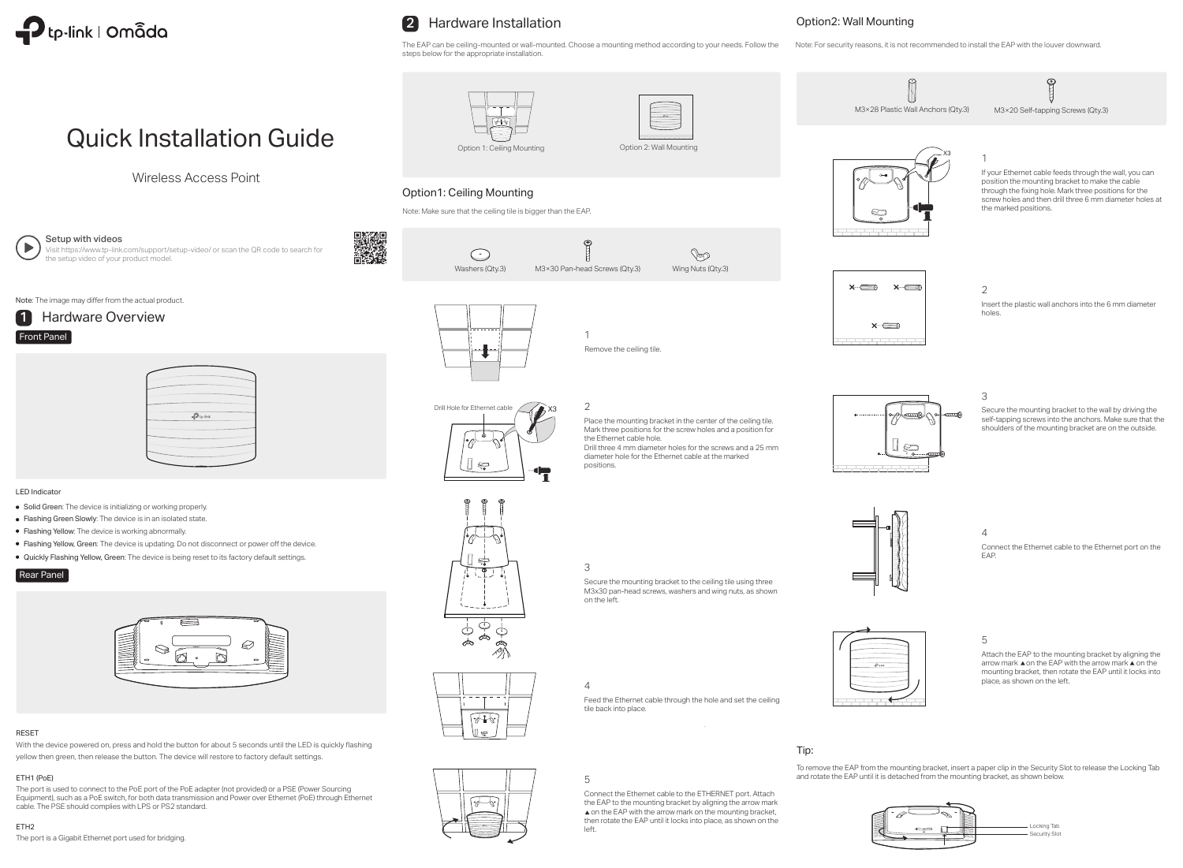# Quick Installation Guide

Wireless Access Point

**Setup with videos**

Visit https://www.tp-link.com/support/setup-video/ or scan the QR code to search for the setup video of your product model.

**Note**: The image may differ from the actual product.

## 1 Hardware Overview

### Front Panel

LED Indicator

- **Solid Green**: The device is initializing or working properly.
- **Flashing Green Slowly**: The device is in an isolated state.
- **Flashing Yellow**: The device is working abnormally.
- **Flashing Yellow, Green**: The device is updating. Do not disconnect or power off the device.
- **Quickly Flashing Yellow, Green**: The device is being reset to its factory default settings.

### Rear Panel

RESET

With the device powered on, press and hold the button for about 5 seconds until the LED is quickly flashing yellow then green, then release the button. The device will restore to factory default settings.

ETH1 (PoE)

The port is used to connect to the PoE port of the PoE adapter (not provided) or a PSE (Power Sourcing Equipment), such as a PoE switch, for both data transmission and Power over Ethernet (PoE) through Ethernet cable. The PSE should complies with LPS or PS2 standard.

ETH2

The port is a Gigabit Ethernet port used for bridging.

## 2 Hardware Installation

The EAP can be ceiling-mounted or wall-mounted. Choose a mounting method according to your needs. Follow the steps below for the appropriate installation.

Option 1: Ceiling Mounting    Option 2: Wall Mounting

### Option1: Ceiling Mounting

Note: Make sure that the ceiling tile is bigger than the EAP.

Washers (Qty.3)    M3×30 Pan-head Screws (Qty.3)    Wing Nuts (Qty.3)

1. Remove the ceiling tile.

Drill Hole for Ethernet cable    X3

2. Place the mounting bracket in the center of the ceiling tile. Mark three positions for the screw holes and a position for the Ethernet cable hole.
   Drill three 4 mm diameter holes for the screws and a 25 mm diameter hole for the Ethernet cable at the marked positions.

3. Secure the mounting bracket to the ceiling tile using three M3x30 pan-head screws, washers and wing nuts, as shown on the left.

4. Feed the Ethernet cable through the hole and set the ceiling tile back into place.

5. Connect the Ethernet cable to the ETHERNET port. Attach the EAP to the mounting bracket by aligning the arrow mark ▲ on the EAP with the arrow mark on the mounting bracket, then rotate the EAP until it locks into place, as shown on the left.

### Option2: Wall Mounting

Note: For security reasons, it is not recommended to install the EAP with the louver downward.

M3×28 Plastic Wall Anchors (Qty.3)    M3×20 Self-tapping Screws (Qty.3)

X3

1. If your Ethernet cable feeds through the wall, you can position the mounting bracket to make the cable through the fixing hole. Mark three positions for the screw holes and then drill three 6 mm diameter holes at the marked positions.

2. Insert the plastic wall anchors into the 6 mm diameter holes.

3. Secure the mounting bracket to the wall by driving the self-tapping screws into the anchors. Make sure that the shoulders of the mounting bracket are on the outside.

4. Connect the Ethernet cable to the Ethernet port on the EAP.

5. Attach the EAP to the mounting bracket by aligning the arrow mark ▲ on the EAP with the arrow mark ▲ on the mounting bracket, then rotate the EAP until it locks into place, as shown on the left.

### Tip:

To remove the EAP from the mounting bracket, insert a paper clip in the Security Slot to release the Locking Tab and rotate the EAP until it is detached from the mounting bracket, as shown below.

Locking Tab
Security Slot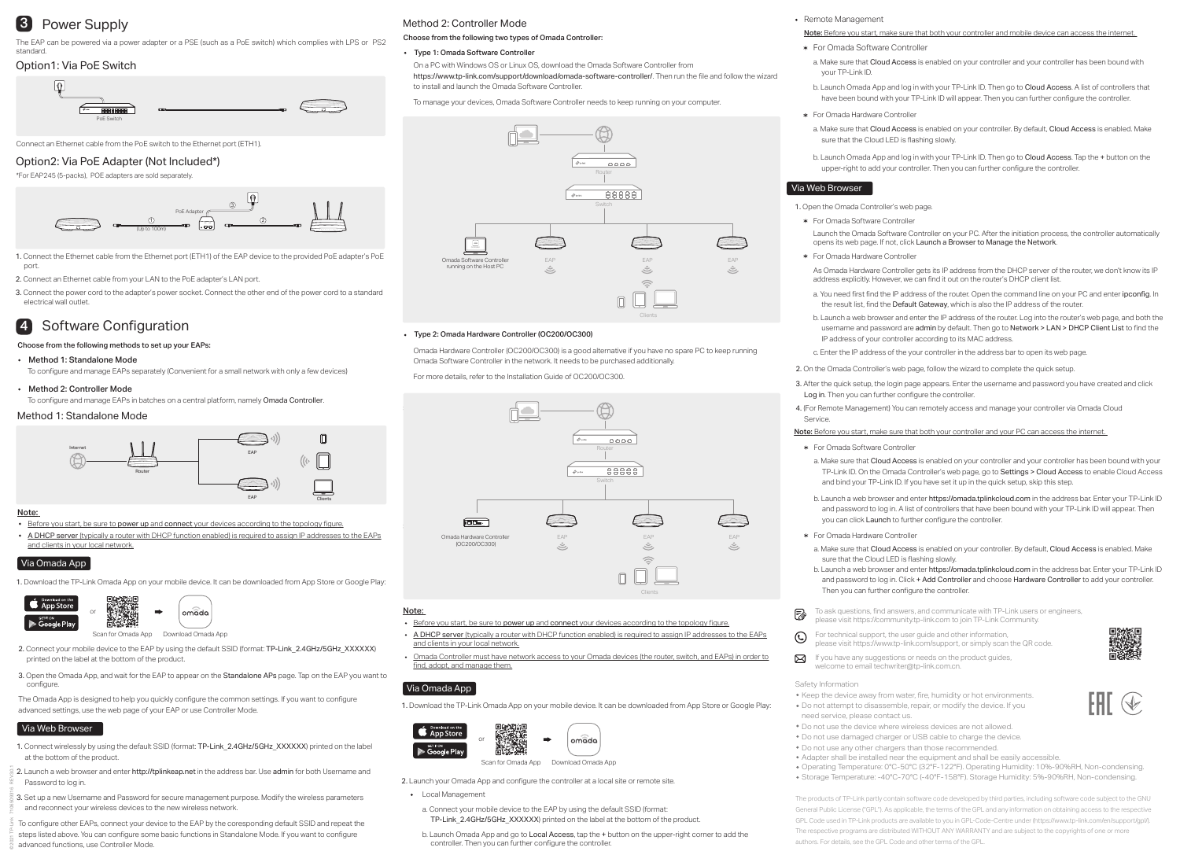## 3 Power Supply

The EAP can be powered via a power adapter or a PSE (such as a PoE switch) which complies with LPS or PS2 standard.

### Option1: Via PoE Switch

PoE Switch

Connect an Ethernet cable from the PoE switch to the Ethernet port (ETH1).

### Option2: Via PoE Adapter (Not Included*)

*For EAP245 (5-packs), POE adapters are sold separately.

PoE Adapter
① (Up to 100m)
②
③

1. Connect the Ethernet cable from the Ethernet port (ETH1) of the EAP device to the provided PoE adapter's PoE port.
2. Connect an Ethernet cable from your LAN to the PoE adapter's LAN port.
3. Connect the power cord to the adapter's power socket. Connect the other end of the power cord to a standard electrical wall outlet.

## 4 Software Configuration

Choose from the following methods to set up your EAPs:

- **Method 1: Standalone Mode**
  To configure and manage EAPs separately (Convenient for a small network with only a few devices)
- **Method 2: Controller Mode**
  To configure and manage EAPs in batches on a central platform, namely Omada Controller.

### Method 1: Standalone Mode

Internet
Router
EAP
EAP
Clients

**Note:**

- Before you start, be sure to power up and connect your devices according to the topology figure.
- A DHCP server (typically a router with DHCP function enabled) is required to assign IP addresses to the EAPs and clients in your local network.

#### Via Omada App

1. Download the TP-Link Omada App on your mobile device. It can be downloaded from App Store or Google Play:

Download on the App Store
GET IT ON Google Play
or
Scan for Omada App
Download Omada App

2. Connect your mobile device to the EAP by using the default SSID (format: TP-Link_2.4GHz/5GHz_XXXXXX) printed on the label at the bottom of the product.
3. Open the Omada App, and wait for the EAP to appear on the Standalone APs page. Tap on the EAP you want to configure.

The Omada App is designed to help you quickly configure the common settings. If you want to configure advanced settings, use the web page of your EAP or use Controller Mode.

#### Via Web Browser

1. Connect wirelessly by using the default SSID (format: TP-Link_2.4GHz/5GHz_XXXXXX) printed on the label at the bottom of the product.
2. Launch a web browser and enter http://tplinkeap.net in the address bar. Use admin for both Username and Password to log in.
3. Set up a new Username and Password for secure management purpose. Modify the wireless parameters and reconnect your wireless devices to the new wireless network.

To configure other EAPs, connect your device to the EAP by the coresponding default SSID and repeat the steps listed above. You can configure some basic functions in Standalone Mode. If you want to configure advanced functions, use Controller Mode.

### Method 2: Controller Mode

Choose from the following two types of Omada Controller:

- **Type 1: Omada Software Controller**

  On a PC with Windows OS or Linux OS, download the Omada Software Controller from https://www.tp-link.com/support/download/omada-software-controller/. Then run the file and follow the wizard to install and launch the Omada Software Controller.

  To manage your devices, Omada Software Controller needs to keep running on your computer.

Router
Switch
Omada Software Controller running on the Host PC
EAP
EAP
EAP
Clients

- **Type 2: Omada Hardware Controller (OC200/OC300)**

  Omada Hardware Controller (OC200/OC300) is a good alternative if you have no spare PC to keep running Omada Software Controller in the network. It needs to be purchased additionally.

  For more details, refer to the Installation Guide of OC200/OC300.

Router
Switch
Omada Hardware Controller (OC200/OC300)
EAP
EAP
EAP
Clients

**Note:**

- Before you start, be sure to power up and connect your devices according to the topology figure.
- A DHCP server (typically a router with DHCP function enabled) is required to assign IP addresses to the EAPs and clients in your local network.
- Omada Controller must have network access to your Omada devices (the router, switch, and EAPs) in order to find, adopt, and manage them.

#### Via Omada App

1. Download the TP-Link Omada App on your mobile device. It can be downloaded from App Store or Google Play:

Download on the App Store
GET IT ON Google Play
or
Scan for Omada App
Download Omada App

2. Launch your Omada App and configure the controller at a local site or remote site.

- Local Management
  a. Connect your mobile device to the EAP by using the default SSID (format: TP-Link_2.4GHz/5GHz_XXXXXX) printed on the label at the bottom of the product.
  b. Launch Omada App and go to Local Access, tap the + button on the upper-right corner to add the controller. Then you can further configure the controller.
- Remote Management

  Note: Before you start, make sure that both your controller and mobile device can access the internet.

  - For Omada Software Controller
    a. Make sure that Cloud Access is enabled on your controller and your controller has been bound with your TP-Link ID.
    b. Launch Omada App and log in with your TP-Link ID. Then go to Cloud Access. A list of controllers that have been bound with your TP-Link ID will appear. Then you can further configure the controller.
  - For Omada Hardware Controller
    a. Make sure that Cloud Access is enabled on your controller. By default, Cloud Access is enabled. Make sure that the Cloud LED is flashing slowly.
    b. Launch Omada App and log in with your TP-Link ID. Then go to Cloud Access. Tap the + button on the upper-right to add your controller. Then you can further configure the controller.

#### Via Web Browser

1. Open the Omada Controller's web page.
   - For Omada Software Controller
     Launch the Omada Software Controller on your PC. After the initiation process, the controller automatically opens its web page. If not, click Launch a Browser to Manage the Network.
   - For Omada Hardware Controller
     As Omada Hardware Controller gets its IP address from the DHCP server of the router, we don't know its IP address explicitly. However, we can find it out on the router's DHCP client list.
     a. You need first find the IP address of the router. Open the command line on your PC and enter ipconfig. In the result list, find the Default Gateway, which is also the IP address of the router.
     b. Launch a web browser and enter the IP address of the router. Log into the router's web page, and both the username and password are admin by default. Then go to Network > LAN > DHCP Client List to find the IP address of your controller according to its MAC address.
     c. Enter the IP address of the your controller in the address bar to open its web page.
2. On the Omada Controller's web page, follow the wizard to complete the quick setup.
3. After the quick setup, the login page appears. Enter the username and password you have created and click Log in. Then you can further configure the controller.
4. (For Remote Management) You can remotely access and manage your controller via Omada Cloud Service.

Note: Before you start, make sure that both your controller and your PC can access the internet.

- For Omada Software Controller
  a. Make sure that Cloud Access is enabled on your controller and your controller has been bound with your TP-Link ID. On the Omada Controller's web page, go to Settings > Cloud Access to enable Cloud Access and bind your TP-Link ID. If you have set it up in the quick setup, skip this step.
  b. Launch a web browser and enter https://omada.tplinkcloud.com in the address bar. Enter your TP-Link ID and password to log in. A list of controllers that have been bound with your TP-Link ID will appear. Then you can click Launch to further configure the controller.
- For Omada Hardware Controller
  a. Make sure that Cloud Access is enabled on your controller. By default, Cloud Access is enabled. Make sure that the Cloud LED is flashing slowly.
  b. Launch a web browser and enter https://omada.tplinkcloud.com in the address bar. Enter your TP-Link ID and password to log in. Click + Add Controller and choose Hardware Controller to add your controller. Then you can further configure the controller.

To ask questions, find answers, and communicate with TP-Link users or engineers, please visit https://community.tp-link.com to join TP-Link Community.

For technical support, the user guide and other information, please visit https://www.tp-link.com/support, or simply scan the QR code.

If you have any suggestions or needs on the product guides, welcome to email techwriter@tp-link.com.cn.

Safety Information

- Keep the device away from water, fire, humidity or hot environments.
- Do not attempt to disassemble, repair, or modify the device. If you need service, please contact us.
- Do not use the device where wireless devices are not allowed.
- Do not use damaged charger or USB cable to charge the device.
- Do not use any other chargers than those recommended.
- Adapter shall be installed near the equipment and shall be easily accessible.
- Operating Temperature: 0°C-50°C (32°F-122°F). Operating Humidity: 10%-90%RH, Non-condensing.
- Storage Temperature: -40°C-70°C (-40°F-158°F). Storage Humidity: 5%-90%RH, Non-condensing.

The products of TP-Link partly contain software code developed by third parties, including software code subject to the GNU General Public License ("GPL"). As applicable, the terms of the GPL and any information on obtaining access to the respective GPL Code used in TP-Link products are available to you in GPL-Code-Centre under (https://www.tp-link.com/en/support/gpl/). The respective programs are distributed WITHOUT ANY WARRANTY and are subject to the copyrights of one or more authors. For details, see the GPL Code and other terms of the GPL.